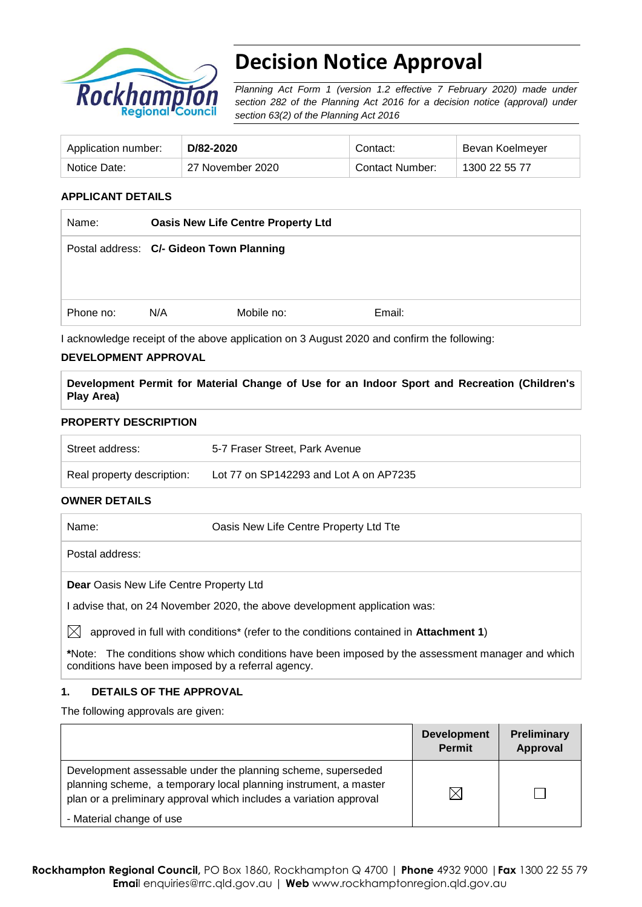# Decision Notice Approval

*Planning Act Form 1 (version 1.2 effective 7 February 2020) made under section 282 of the Planning Act 2016 for a decision notice (approval) under section 63(2) of the Planning Act 2016*

| Application number: | **D/82-2020** | Contact: | Bevan Koelmeyer |
|---|---|---|---|
| Notice Date: | 27 November 2020 | Contact Number: | 1300 22 55 77 |

**APPLICANT DETAILS**

| Name: | **Oasis New Life Centre Property Ltd** | | |
|---|---|---|---|
| Postal address: | **C/- Gideon Town Planning** | | |
| Phone no: N/A | | Mobile no: | Email: |

I acknowledge receipt of the above application on 3 August 2020 and confirm the following:

**DEVELOPMENT APPROVAL**

**Development Permit for Material Change of Use for an Indoor Sport and Recreation (Children's Play Area)**

**PROPERTY DESCRIPTION**

| Street address: | 5-7 Fraser Street, Park Avenue |
|---|---|
| Real property description: | Lot 77 on SP142293 and Lot A on AP7235 |

**OWNER DETAILS**

| Name: | Oasis New Life Centre Property Ltd Tte |
|---|---|
| Postal address: | |

**Dear** Oasis New Life Centre Property Ltd

I advise that, on 24 November 2020, the above development application was:

☒ approved in full with conditions* (refer to the conditions contained in **Attachment 1**)

***Note:** The conditions show which conditions have been imposed by the assessment manager and which conditions have been imposed by a referral agency.

## 1. DETAILS OF THE APPROVAL

The following approvals are given:

| | Development Permit | Preliminary Approval |
|---|---|---|
| Development assessable under the planning scheme, superseded planning scheme, a temporary local planning instrument, a master plan or a preliminary approval which includes a variation approval<br>- Material change of use | ☒ | ☐ |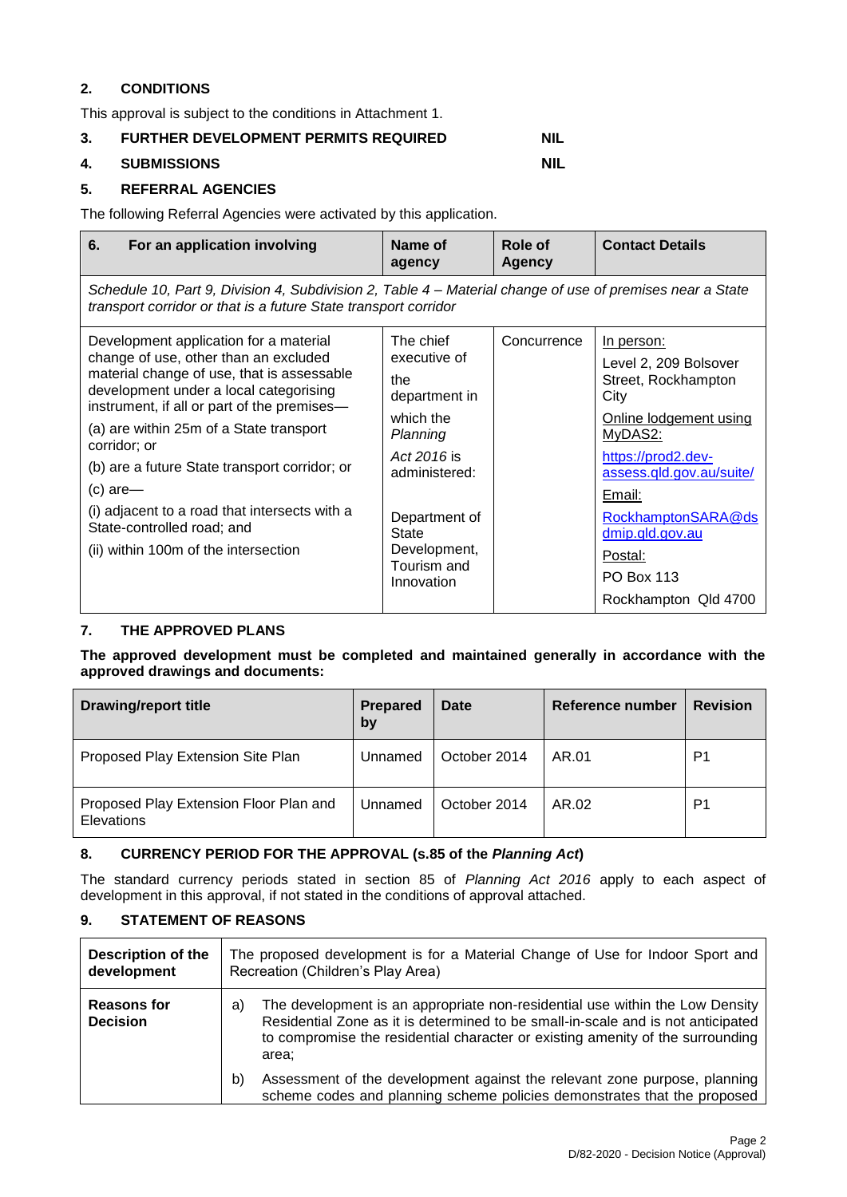## 2. CONDITIONS

This approval is subject to the conditions in Attachment 1.

## 3. FURTHER DEVELOPMENT PERMITS REQUIRED NIL

## 4. SUBMISSIONS NIL

## 5. REFERRAL AGENCIES

The following Referral Agencies were activated by this application.

| 6. For an application involving | Name of agency | Role of Agency | Contact Details |
|---|---|---|---|
| *Schedule 10, Part 9, Division 4, Subdivision 2, Table 4 – Material change of use of premises near a State transport corridor or that is a future State transport corridor* | | | |
| Development application for a material change of use, other than an excluded material change of use, that is assessable development under a local categorising instrument, if all or part of the premises—<br>(a) are within 25m of a State transport corridor; or<br>(b) are a future State transport corridor; or<br>(c) are—<br>(i) adjacent to a road that intersects with a State-controlled road; and<br>(ii) within 100m of the intersection | The chief executive of the department in which the *Planning Act 2016* is administered:<br><br>Department of State Development, Tourism and Innovation | Concurrence | In person:<br>Level 2, 209 Bolsover Street, Rockhampton City<br>Online lodgement using MyDAS2:<br>https://prod2.dev-assess.qld.gov.au/suite/<br>Email:<br>RockhamptonSARA@dsdmip.qld.gov.au<br>Postal:<br>PO Box 113<br>Rockhampton Qld 4700 |

## 7. THE APPROVED PLANS

**The approved development must be completed and maintained generally in accordance with the approved drawings and documents:**

| Drawing/report title | Prepared by | Date | Reference number | Revision |
|---|---|---|---|---|
| Proposed Play Extension Site Plan | Unnamed | October 2014 | AR.01 | P1 |
| Proposed Play Extension Floor Plan and Elevations | Unnamed | October 2014 | AR.02 | P1 |

## 8. CURRENCY PERIOD FOR THE APPROVAL (s.85 of the *Planning Act*)

The standard currency periods stated in section 85 of *Planning Act 2016* apply to each aspect of development in this approval, if not stated in the conditions of approval attached.

## 9. STATEMENT OF REASONS

| **Description of the development** | The proposed development is for a Material Change of Use for Indoor Sport and Recreation (Children's Play Area) |
|---|---|
| **Reasons for Decision** | a) The development is an appropriate non-residential use within the Low Density Residential Zone as it is determined to be small-in-scale and is not anticipated to compromise the residential character or existing amenity of the surrounding area;<br>b) Assessment of the development against the relevant zone purpose, planning scheme codes and planning scheme policies demonstrates that the proposed |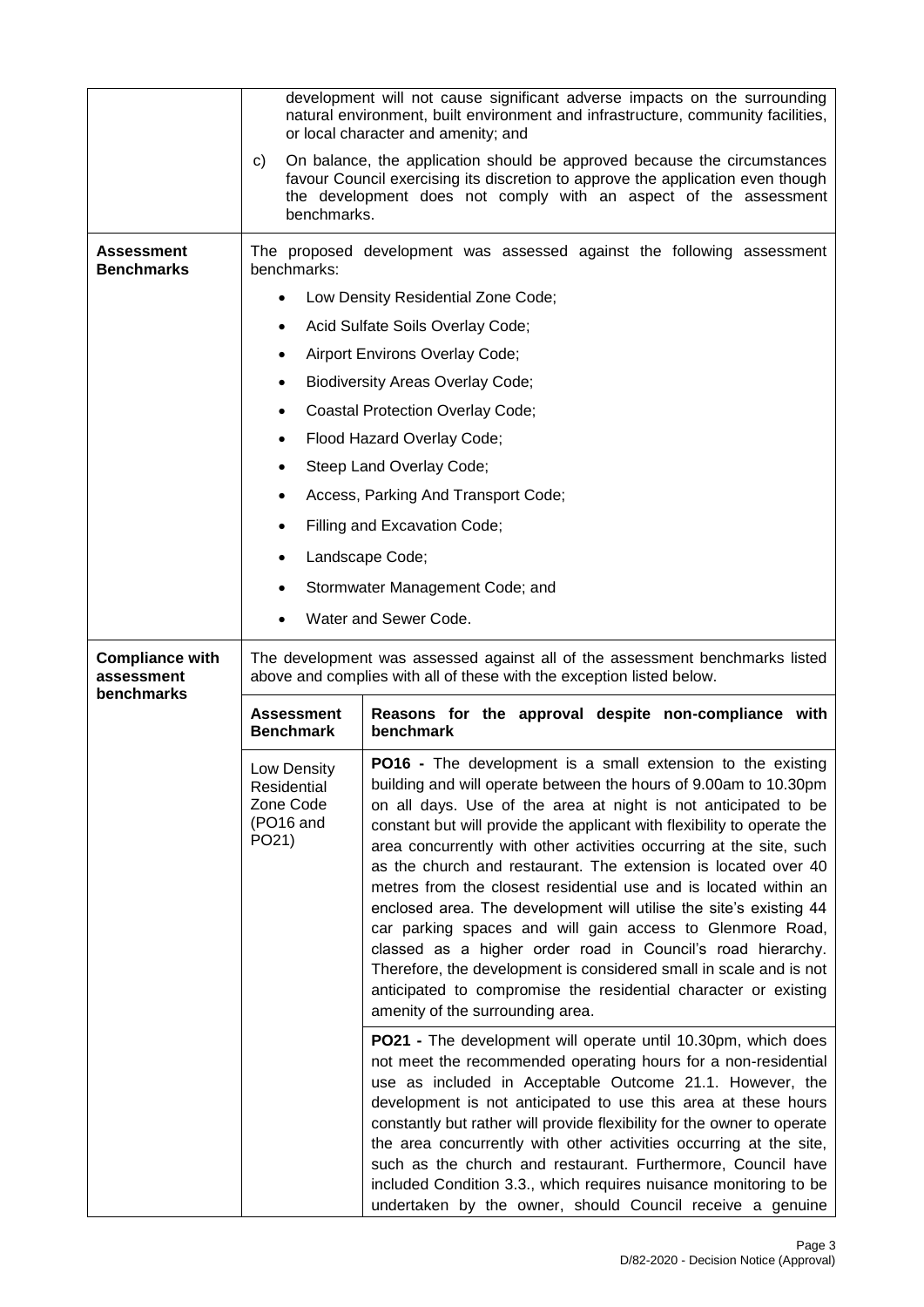| | | |
|---|---|---|
| | development will not cause significant adverse impacts on the surrounding natural environment, built environment and infrastructure, community facilities, or local character and amenity; and<br><br>c) On balance, the application should be approved because the circumstances favour Council exercising its discretion to approve the application even though the development does not comply with an aspect of the assessment benchmarks. | |
| **Assessment Benchmarks** | The proposed development was assessed against the following assessment benchmarks:<br><br>• Low Density Residential Zone Code;<br>• Acid Sulfate Soils Overlay Code;<br>• Airport Environs Overlay Code;<br>• Biodiversity Areas Overlay Code;<br>• Coastal Protection Overlay Code;<br>• Flood Hazard Overlay Code;<br>• Steep Land Overlay Code;<br>• Access, Parking And Transport Code;<br>• Filling and Excavation Code;<br>• Landscape Code;<br>• Stormwater Management Code; and<br>• Water and Sewer Code. | |
| **Compliance with assessment benchmarks** | The development was assessed against all of the assessment benchmarks listed above and complies with all of these with the exception listed below. | |
| | **Assessment Benchmark** | **Reasons for the approval despite non-compliance with benchmark** |
| | Low Density Residential Zone Code (PO16 and PO21) | **PO16 -** The development is a small extension to the existing building and will operate between the hours of 9.00am to 10.30pm on all days. Use of the area at night is not anticipated to be constant but will provide the applicant with flexibility to operate the area concurrently with other activities occurring at the site, such as the church and restaurant. The extension is located over 40 metres from the closest residential use and is located within an enclosed area. The development will utilise the site's existing 44 car parking spaces and will gain access to Glenmore Road, classed as a higher order road in Council's road hierarchy. Therefore, the development is considered small in scale and is not anticipated to compromise the residential character or existing amenity of the surrounding area.<br><br>**PO21 -** The development will operate until 10.30pm, which does not meet the recommended operating hours for a non-residential use as included in Acceptable Outcome 21.1. However, the development is not anticipated to use this area at these hours constantly but rather will provide flexibility for the owner to operate the area concurrently with other activities occurring at the site, such as the church and restaurant. Furthermore, Council have included Condition 3.3., which requires nuisance monitoring to be undertaken by the owner, should Council receive a genuine |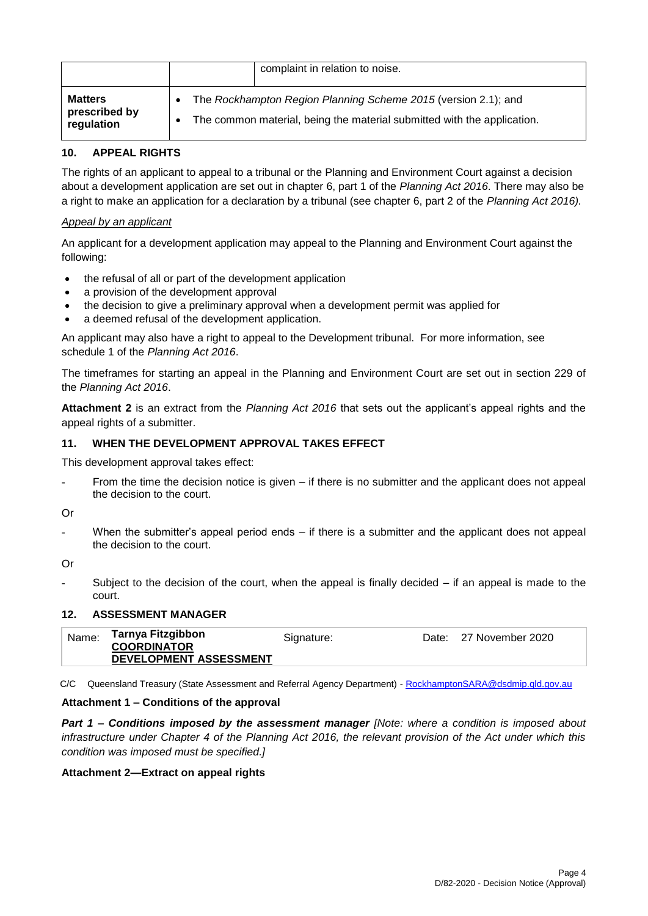| | | complaint in relation to noise. |
|---|---|---|
| **Matters prescribed by regulation** | • The *Rockhampton Region Planning Scheme 2015* (version 2.1); and<br>• The common material, being the material submitted with the application. | |

## 10. APPEAL RIGHTS

The rights of an applicant to appeal to a tribunal or the Planning and Environment Court against a decision about a development application are set out in chapter 6, part 1 of the *Planning Act 2016*. There may also be a right to make an application for a declaration by a tribunal (see chapter 6, part 2 of the *Planning Act 2016).*

*Appeal by an applicant*

An applicant for a development application may appeal to the Planning and Environment Court against the following:

- the refusal of all or part of the development application
- a provision of the development approval
- the decision to give a preliminary approval when a development permit was applied for
- a deemed refusal of the development application.

An applicant may also have a right to appeal to the Development tribunal. For more information, see schedule 1 of the *Planning Act 2016*.

The timeframes for starting an appeal in the Planning and Environment Court are set out in section 229 of the *Planning Act 2016*.

**Attachment 2** is an extract from the *Planning Act 2016* that sets out the applicant's appeal rights and the appeal rights of a submitter.

## 11. WHEN THE DEVELOPMENT APPROVAL TAKES EFFECT

This development approval takes effect:

- From the time the decision notice is given – if there is no submitter and the applicant does not appeal the decision to the court.

Or

- When the submitter's appeal period ends – if there is a submitter and the applicant does not appeal the decision to the court.

Or

- Subject to the decision of the court, when the appeal is finally decided – if an appeal is made to the court.

## 12. ASSESSMENT MANAGER

| Name: | **Tarnya Fitzgibbon** **COORDINATOR DEVELOPMENT ASSESSMENT** | Signature: | Date: 27 November 2020 |
|---|---|---|---|

C/C Queensland Treasury (State Assessment and Referral Agency Department) - RockhamptonSARA@dsdmip.qld.gov.au

**Attachment 1 – Conditions of the approval**

***Part 1 – Conditions imposed by the assessment manager*** *[Note: where a condition is imposed about infrastructure under Chapter 4 of the Planning Act 2016, the relevant provision of the Act under which this condition was imposed must be specified.]*

**Attachment 2—Extract on appeal rights**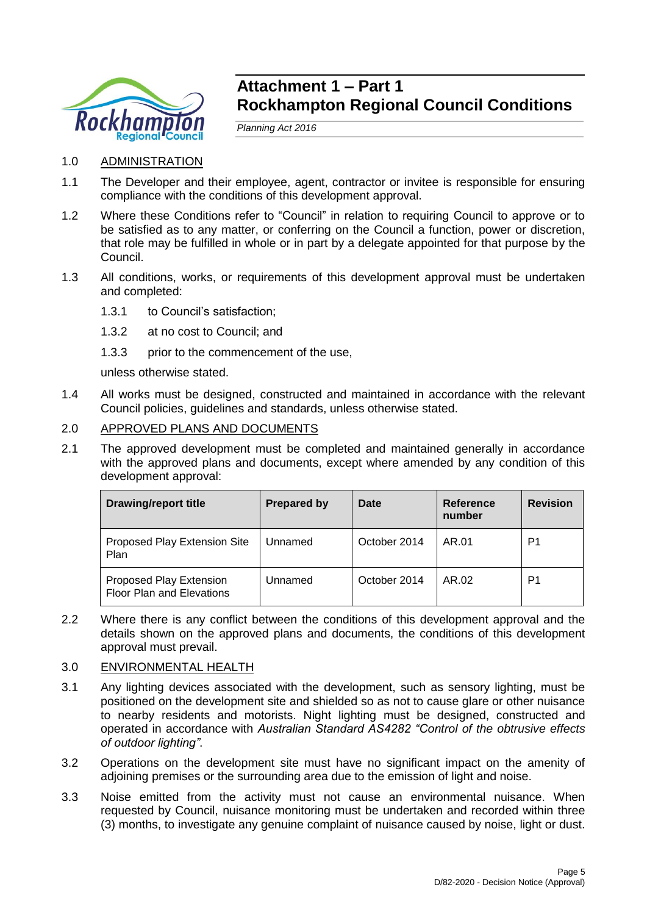# Attachment 1 – Part 1
# Rockhampton Regional Council Conditions

*Planning Act 2016*

1.0 ADMINISTRATION

1.1 The Developer and their employee, agent, contractor or invitee is responsible for ensuring compliance with the conditions of this development approval.

1.2 Where these Conditions refer to "Council" in relation to requiring Council to approve or to be satisfied as to any matter, or conferring on the Council a function, power or discretion, that role may be fulfilled in whole or in part by a delegate appointed for that purpose by the Council.

1.3 All conditions, works, or requirements of this development approval must be undertaken and completed:

1.3.1 to Council's satisfaction;

1.3.2 at no cost to Council; and

1.3.3 prior to the commencement of the use,

unless otherwise stated.

1.4 All works must be designed, constructed and maintained in accordance with the relevant Council policies, guidelines and standards, unless otherwise stated.

2.0 APPROVED PLANS AND DOCUMENTS

2.1 The approved development must be completed and maintained generally in accordance with the approved plans and documents, except where amended by any condition of this development approval:

| Drawing/report title | Prepared by | Date | Reference number | Revision |
|---|---|---|---|---|
| Proposed Play Extension Site Plan | Unnamed | October 2014 | AR.01 | P1 |
| Proposed Play Extension Floor Plan and Elevations | Unnamed | October 2014 | AR.02 | P1 |

2.2 Where there is any conflict between the conditions of this development approval and the details shown on the approved plans and documents, the conditions of this development approval must prevail.

3.0 ENVIRONMENTAL HEALTH

3.1 Any lighting devices associated with the development, such as sensory lighting, must be positioned on the development site and shielded so as not to cause glare or other nuisance to nearby residents and motorists. Night lighting must be designed, constructed and operated in accordance with *Australian Standard AS4282 "Control of the obtrusive effects of outdoor lighting"*.

3.2 Operations on the development site must have no significant impact on the amenity of adjoining premises or the surrounding area due to the emission of light and noise.

3.3 Noise emitted from the activity must not cause an environmental nuisance. When requested by Council, nuisance monitoring must be undertaken and recorded within three (3) months, to investigate any genuine complaint of nuisance caused by noise, light or dust.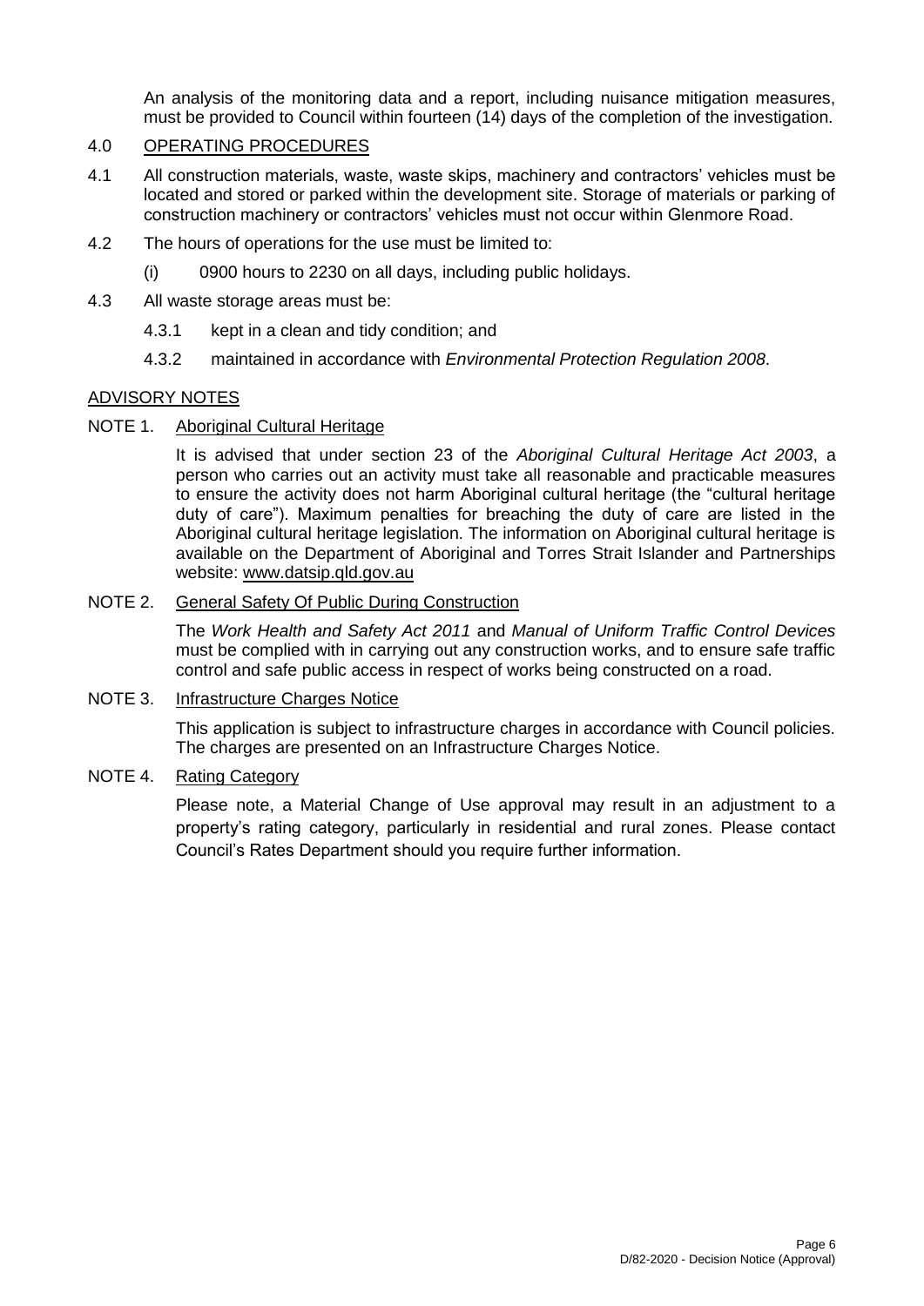An analysis of the monitoring data and a report, including nuisance mitigation measures, must be provided to Council within fourteen (14) days of the completion of the investigation.

4.0 OPERATING PROCEDURES

4.1 All construction materials, waste, waste skips, machinery and contractors' vehicles must be located and stored or parked within the development site. Storage of materials or parking of construction machinery or contractors' vehicles must not occur within Glenmore Road.

4.2 The hours of operations for the use must be limited to:

(i) 0900 hours to 2230 on all days, including public holidays.

4.3 All waste storage areas must be:

4.3.1 kept in a clean and tidy condition; and

4.3.2 maintained in accordance with *Environmental Protection Regulation 2008*.

ADVISORY NOTES

NOTE 1. Aboriginal Cultural Heritage

It is advised that under section 23 of the *Aboriginal Cultural Heritage Act 2003*, a person who carries out an activity must take all reasonable and practicable measures to ensure the activity does not harm Aboriginal cultural heritage (the "cultural heritage duty of care"). Maximum penalties for breaching the duty of care are listed in the Aboriginal cultural heritage legislation. The information on Aboriginal cultural heritage is available on the Department of Aboriginal and Torres Strait Islander and Partnerships website: www.datsip.qld.gov.au

NOTE 2. General Safety Of Public During Construction

The *Work Health and Safety Act 2011* and *Manual of Uniform Traffic Control Devices* must be complied with in carrying out any construction works, and to ensure safe traffic control and safe public access in respect of works being constructed on a road.

NOTE 3. Infrastructure Charges Notice

This application is subject to infrastructure charges in accordance with Council policies. The charges are presented on an Infrastructure Charges Notice.

NOTE 4. Rating Category

Please note, a Material Change of Use approval may result in an adjustment to a property's rating category, particularly in residential and rural zones. Please contact Council's Rates Department should you require further information.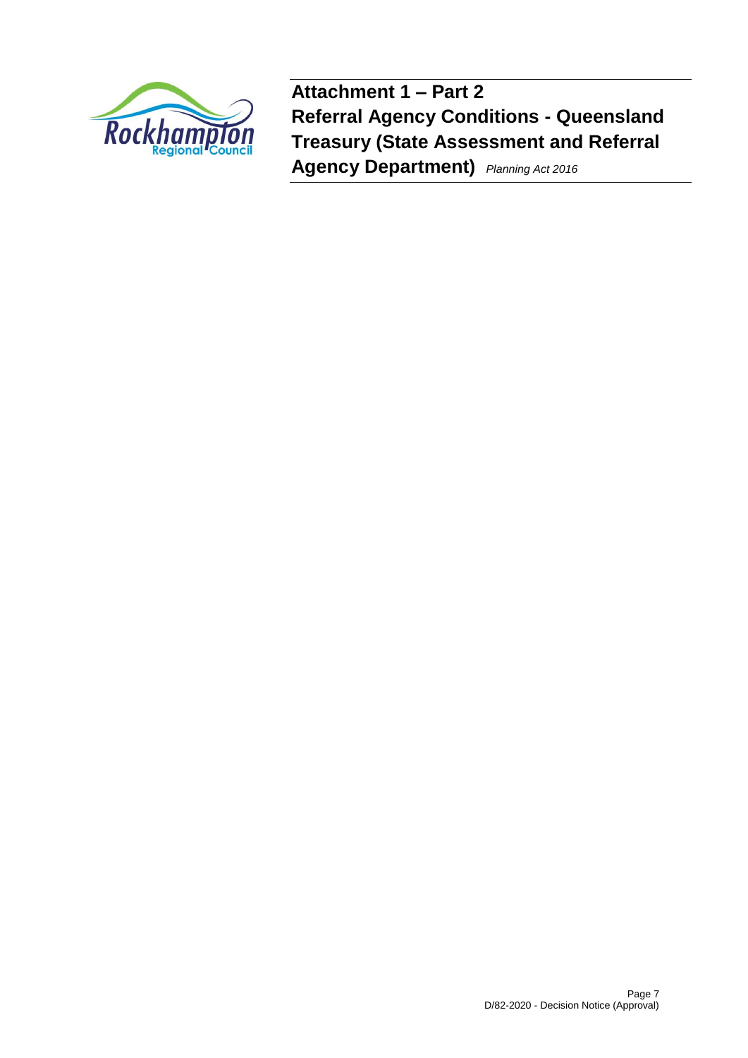# Attachment 1 – Part 2
# Referral Agency Conditions - Queensland Treasury (State Assessment and Referral Agency Department) *Planning Act 2016*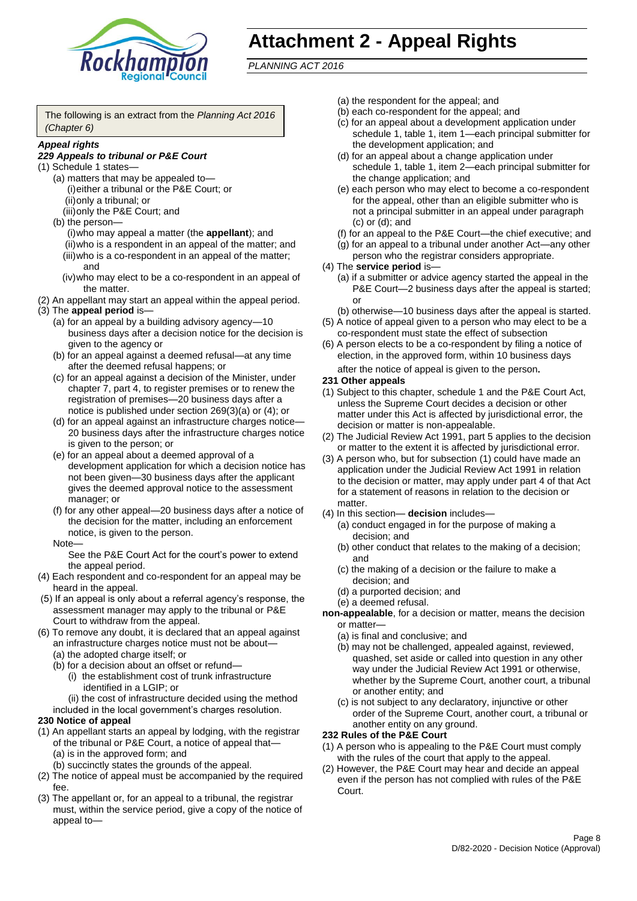# Attachment 2 - Appeal Rights

*PLANNING ACT 2016*

The following is an extract from the *Planning Act 2016 (Chapter 6)*

***Appeal rights***

***229 Appeals to tribunal or P&E Court***

(1) Schedule 1 states—
- (a) matters that may be appealed to—
  - (i) either a tribunal or the P&E Court; or
  - (ii) only a tribunal; or
  - (iii) only the P&E Court; and
- (b) the person—
  - (i) who may appeal a matter (the **appellant**); and
  - (ii) who is a respondent in an appeal of the matter; and
  - (iii) who is a co-respondent in an appeal of the matter; and
  - (iv) who may elect to be a co-respondent in an appeal of the matter.

(2) An appellant may start an appeal within the appeal period.

(3) The **appeal period** is—
- (a) for an appeal by a building advisory agency—10 business days after a decision notice for the decision is given to the agency or
- (b) for an appeal against a deemed refusal—at any time after the deemed refusal happens; or
- (c) for an appeal against a decision of the Minister, under chapter 7, part 4, to register premises or to renew the registration of premises—20 business days after a notice is published under section 269(3)(a) or (4); or
- (d) for an appeal against an infrastructure charges notice—20 business days after the infrastructure charges notice is given to the person; or
- (e) for an appeal about a deemed approval of a development application for which a decision notice has not been given—30 business days after the applicant gives the deemed approval notice to the assessment manager; or
- (f) for any other appeal—20 business days after a notice of the decision for the matter, including an enforcement notice, is given to the person.

Note—

See the P&E Court Act for the court's power to extend the appeal period.

(4) Each respondent and co-respondent for an appeal may be heard in the appeal.

(5) If an appeal is only about a referral agency's response, the assessment manager may apply to the tribunal or P&E Court to withdraw from the appeal.

(6) To remove any doubt, it is declared that an appeal against an infrastructure charges notice must not be about—
- (a) the adopted charge itself; or
- (b) for a decision about an offset or refund—
  - (i) the establishment cost of trunk infrastructure identified in a LGIP; or
  - (ii) the cost of infrastructure decided using the method included in the local government's charges resolution.

**230 Notice of appeal**

(1) An appellant starts an appeal by lodging, with the registrar of the tribunal or P&E Court, a notice of appeal that—
- (a) is in the approved form; and
- (b) succinctly states the grounds of the appeal.

(2) The notice of appeal must be accompanied by the required fee.

(3) The appellant or, for an appeal to a tribunal, the registrar must, within the service period, give a copy of the notice of appeal to—
- (a) the respondent for the appeal; and
- (b) each co-respondent for the appeal; and
- (c) for an appeal about a development application under schedule 1, table 1, item 1—each principal submitter for the development application; and
- (d) for an appeal about a change application under schedule 1, table 1, item 2—each principal submitter for the change application; and
- (e) each person who may elect to become a co-respondent for the appeal, other than an eligible submitter who is not a principal submitter in an appeal under paragraph (c) or (d); and
- (f) for an appeal to the P&E Court—the chief executive; and
- (g) for an appeal to a tribunal under another Act—any other person who the registrar considers appropriate.

(4) The **service period** is—
- (a) if a submitter or advice agency started the appeal in the P&E Court—2 business days after the appeal is started; or
- (b) otherwise—10 business days after the appeal is started.

(5) A notice of appeal given to a person who may elect to be a co-respondent must state the effect of subsection

(6) A person elects to be a co-respondent by filing a notice of election, in the approved form, within 10 business days after the notice of appeal is given to the person**.**

**231 Other appeals**

(1) Subject to this chapter, schedule 1 and the P&E Court Act, unless the Supreme Court decides a decision or other matter under this Act is affected by jurisdictional error, the decision or matter is non-appealable.

(2) The Judicial Review Act 1991, part 5 applies to the decision or matter to the extent it is affected by jurisdictional error.

(3) A person who, but for subsection (1) could have made an application under the Judicial Review Act 1991 in relation to the decision or matter, may apply under part 4 of that Act for a statement of reasons in relation to the decision or matter.

(4) In this section— **decision** includes—
- (a) conduct engaged in for the purpose of making a decision; and
- (b) other conduct that relates to the making of a decision; and
- (c) the making of a decision or the failure to make a decision; and
- (d) a purported decision; and
- (e) a deemed refusal.

**non-appealable**, for a decision or matter, means the decision or matter—
- (a) is final and conclusive; and
- (b) may not be challenged, appealed against, reviewed, quashed, set aside or called into question in any other way under the Judicial Review Act 1991 or otherwise, whether by the Supreme Court, another court, a tribunal or another entity; and
- (c) is not subject to any declaratory, injunctive or other order of the Supreme Court, another court, a tribunal or another entity on any ground.

**232 Rules of the P&E Court**

(1) A person who is appealing to the P&E Court must comply with the rules of the court that apply to the appeal.

(2) However, the P&E Court may hear and decide an appeal even if the person has not complied with rules of the P&E Court.

D/82-2020 - Decision Notice (Approval)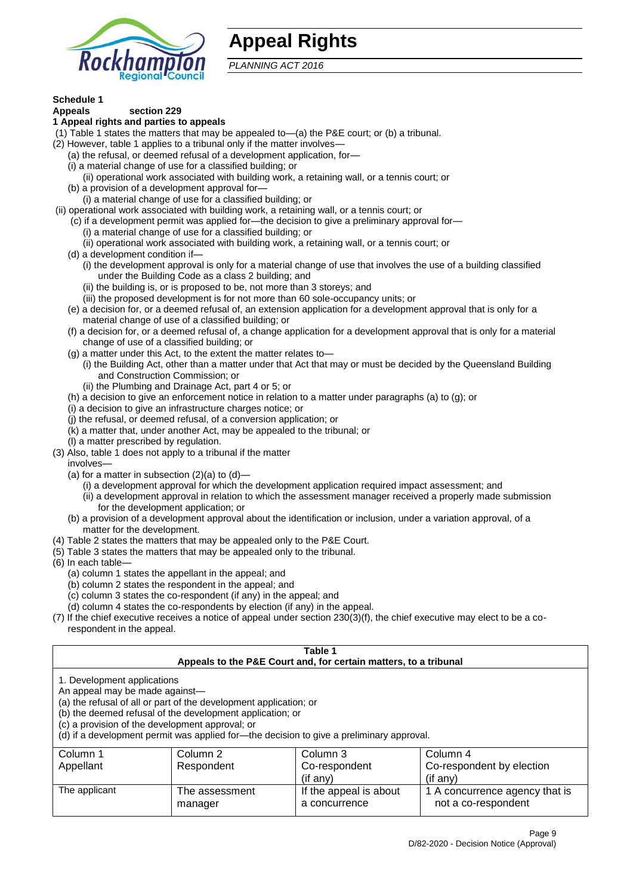# Appeal Rights

*PLANNING ACT 2016*

**Schedule 1**
**Appeals section 229**

**1 Appeal rights and parties to appeals**

(1) Table 1 states the matters that may be appealed to—(a) the P&E court; or (b) a tribunal.

(2) However, table 1 applies to a tribunal only if the matter involves—

- (a) the refusal, or deemed refusal of a development application, for—
  - (i) a material change of use for a classified building; or
  - (ii) operational work associated with building work, a retaining wall, or a tennis court; or
- (b) a provision of a development approval for—
  - (i) a material change of use for a classified building; or
  - (ii) operational work associated with building work, a retaining wall, or a tennis court; or
- (c) if a development permit was applied for—the decision to give a preliminary approval for—
  - (i) a material change of use for a classified building; or
  - (ii) operational work associated with building work, a retaining wall, or a tennis court; or
- (d) a development condition if—
  - (i) the development approval is only for a material change of use that involves the use of a building classified under the Building Code as a class 2 building; and
  - (ii) the building is, or is proposed to be, not more than 3 storeys; and
  - (iii) the proposed development is for not more than 60 sole-occupancy units; or
- (e) a decision for, or a deemed refusal of, an extension application for a development approval that is only for a material change of use of a classified building; or
- (f) a decision for, or a deemed refusal of, a change application for a development approval that is only for a material change of use of a classified building; or
- (g) a matter under this Act, to the extent the matter relates to—
  - (i) the Building Act, other than a matter under that Act that may or must be decided by the Queensland Building and Construction Commission; or
  - (ii) the Plumbing and Drainage Act, part 4 or 5; or
- (h) a decision to give an enforcement notice in relation to a matter under paragraphs (a) to (g); or
- (i) a decision to give an infrastructure charges notice; or
- (j) the refusal, or deemed refusal, of a conversion application; or
- (k) a matter that, under another Act, may be appealed to the tribunal; or
- (l) a matter prescribed by regulation.

(3) Also, table 1 does not apply to a tribunal if the matter involves—

- (a) for a matter in subsection (2)(a) to (d)—
  - (i) a development approval for which the development application required impact assessment; and
  - (ii) a development approval in relation to which the assessment manager received a properly made submission for the development application; or
- (b) a provision of a development approval about the identification or inclusion, under a variation approval, of a matter for the development.

(4) Table 2 states the matters that may be appealed only to the P&E Court.

(5) Table 3 states the matters that may be appealed only to the tribunal.

(6) In each table—

- (a) column 1 states the appellant in the appeal; and
- (b) column 2 states the respondent in the appeal; and
- (c) column 3 states the co-respondent (if any) in the appeal; and
- (d) column 4 states the co-respondents by election (if any) in the appeal.

(7) If the chief executive receives a notice of appeal under section 230(3)(f), the chief executive may elect to be a co-respondent in the appeal.

**Table 1**
**Appeals to the P&E Court and, for certain matters, to a tribunal**

1. Development applications

An appeal may be made against—

(a) the refusal of all or part of the development application; or
(b) the deemed refusal of the development application; or
(c) a provision of the development approval; or
(d) if a development permit was applied for—the decision to give a preliminary approval.

| Column 1 Appellant | Column 2 Respondent | Column 3 Co-respondent (if any) | Column 4 Co-respondent by election (if any) |
|---|---|---|---|
| The applicant | The assessment manager | If the appeal is about a concurrence | 1 A concurrence agency that is not a co-respondent |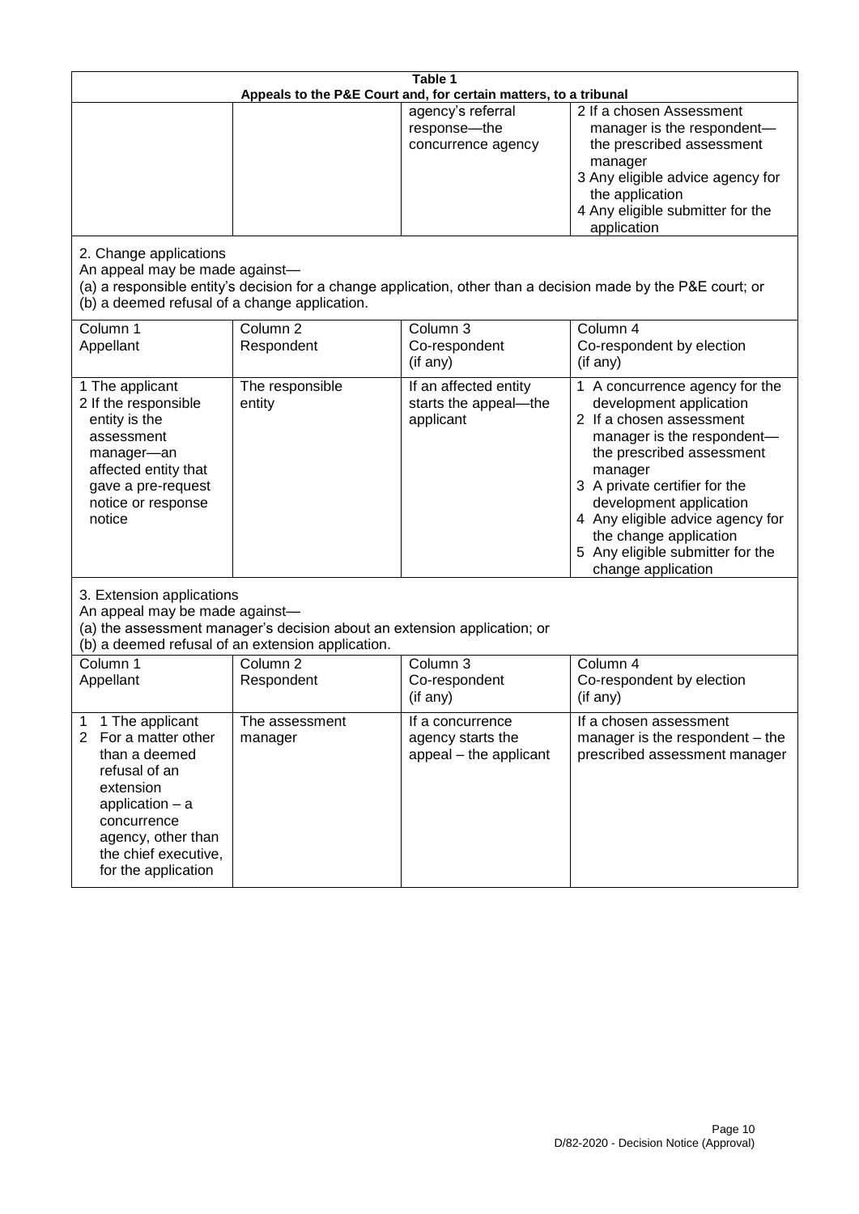**Table 1**
**Appeals to the P&E Court and, for certain matters, to a tribunal**

| | | | |
|---|---|---|---|
| | | agency's referral response—the concurrence agency | 2 If a chosen Assessment manager is the respondent—the prescribed assessment manager<br>3 Any eligible advice agency for the application<br>4 Any eligible submitter for the application |

2. Change applications

An appeal may be made against—

(a) a responsible entity's decision for a change application, other than a decision made by the P&E court; or

(b) a deemed refusal of a change application.

| Column 1<br>Appellant | Column 2<br>Respondent | Column 3<br>Co-respondent<br>(if any) | Column 4<br>Co-respondent by election<br>(if any) |
|---|---|---|---|
| 1 The applicant<br>2 If the responsible entity is the assessment manager—an affected entity that gave a pre-request notice or response notice | The responsible entity | If an affected entity starts the appeal—the applicant | 1 A concurrence agency for the development application<br>2 If a chosen assessment manager is the respondent—the prescribed assessment manager<br>3 A private certifier for the development application<br>4 Any eligible advice agency for the change application<br>5 Any eligible submitter for the change application |

3. Extension applications

An appeal may be made against—

(a) the assessment manager's decision about an extension application; or

(b) a deemed refusal of an extension application.

| Column 1<br>Appellant | Column 2<br>Respondent | Column 3<br>Co-respondent<br>(if any) | Column 4<br>Co-respondent by election<br>(if any) |
|---|---|---|---|
| 1 1 The applicant<br>2 For a matter other than a deemed refusal of an extension application – a concurrence agency, other than the chief executive, for the application | The assessment manager | If a concurrence agency starts the appeal – the applicant | If a chosen assessment manager is the respondent – the prescribed assessment manager |

D/82-2020 - Decision Notice (Approval)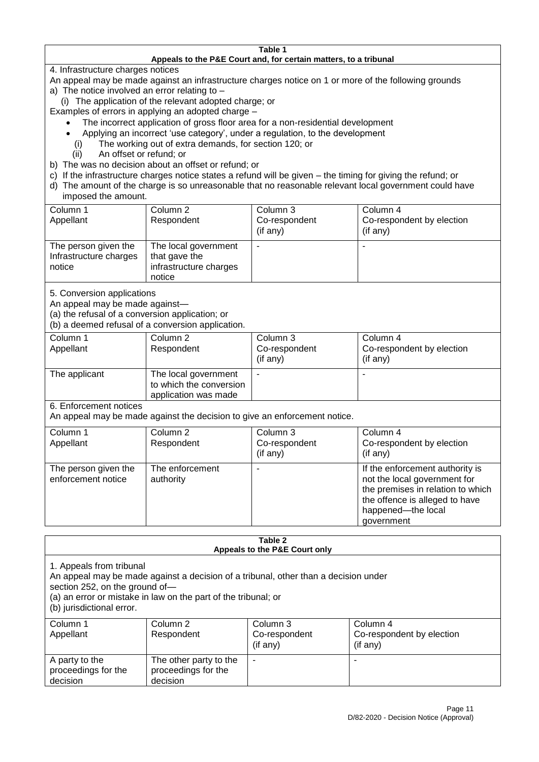**Table 1**
**Appeals to the P&E Court and, for certain matters, to a tribunal**

4. Infrastructure charges notices

An appeal may be made against an infrastructure charges notice on 1 or more of the following grounds

a) The notice involved an error relating to –

(i) The application of the relevant adopted charge; or

Examples of errors in applying an adopted charge –

- The incorrect application of gross floor area for a non-residential development
- Applying an incorrect 'use category', under a regulation, to the development

(i) The working out of extra demands, for section 120; or

(ii) An offset or refund; or

b) The was no decision about an offset or refund; or

c) If the infrastructure charges notice states a refund will be given – the timing for giving the refund; or

d) The amount of the charge is so unreasonable that no reasonable relevant local government could have imposed the amount.

| Column 1 Appellant | Column 2 Respondent | Column 3 Co-respondent (if any) | Column 4 Co-respondent by election (if any) |
|---|---|---|---|
| The person given the Infrastructure charges notice | The local government that gave the infrastructure charges notice | - | - |

5. Conversion applications

An appeal may be made against—

(a) the refusal of a conversion application; or

(b) a deemed refusal of a conversion application.

| Column 1 Appellant | Column 2 Respondent | Column 3 Co-respondent (if any) | Column 4 Co-respondent by election (if any) |
|---|---|---|---|
| The applicant | The local government to which the conversion application was made | - | - |

6. Enforcement notices

An appeal may be made against the decision to give an enforcement notice.

| Column 1 Appellant | Column 2 Respondent | Column 3 Co-respondent (if any) | Column 4 Co-respondent by election (if any) |
|---|---|---|---|
| The person given the enforcement notice | The enforcement authority | - | If the enforcement authority is not the local government for the premises in relation to which the offence is alleged to have happened—the local government |

**Table 2**
**Appeals to the P&E Court only**

1. Appeals from tribunal

An appeal may be made against a decision of a tribunal, other than a decision under section 252, on the ground of—

(a) an error or mistake in law on the part of the tribunal; or

(b) jurisdictional error.

| Column 1 Appellant | Column 2 Respondent | Column 3 Co-respondent (if any) | Column 4 Co-respondent by election (if any) |
|---|---|---|---|
| A party to the proceedings for the decision | The other party to the proceedings for the decision | - | - |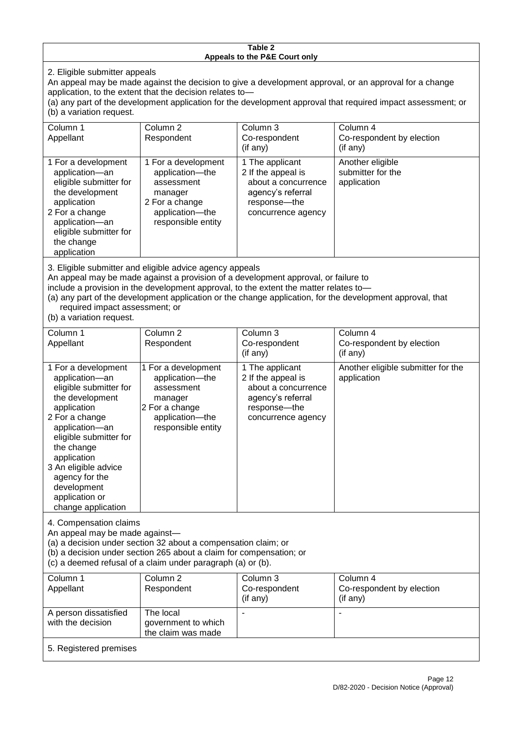**Table 2**
**Appeals to the P&E Court only**

2. Eligible submitter appeals

An appeal may be made against the decision to give a development approval, or an approval for a change application, to the extent that the decision relates to—
(a) any part of the development application for the development approval that required impact assessment; or
(b) a variation request.

| Column 1 Appellant | Column 2 Respondent | Column 3 Co-respondent (if any) | Column 4 Co-respondent by election (if any) |
|---|---|---|---|
| 1 For a development application—an eligible submitter for the development application<br>2 For a change application—an eligible submitter for the change application | 1 For a development application—the assessment manager<br>2 For a change application—the responsible entity | 1 The applicant<br>2 If the appeal is about a concurrence agency's referral response—the concurrence agency | Another eligible submitter for the application |

3. Eligible submitter and eligible advice agency appeals

An appeal may be made against a provision of a development approval, or failure to include a provision in the development approval, to the extent the matter relates to—
(a) any part of the development application or the change application, for the development approval, that required impact assessment; or
(b) a variation request.

| Column 1 Appellant | Column 2 Respondent | Column 3 Co-respondent (if any) | Column 4 Co-respondent by election (if any) |
|---|---|---|---|
| 1 For a development application—an eligible submitter for the development application<br>2 For a change application—an eligible submitter for the change application<br>3 An eligible advice agency for the development application or change application | 1 For a development application—the assessment manager<br>2 For a change application—the responsible entity | 1 The applicant<br>2 If the appeal is about a concurrence agency's referral response—the concurrence agency | Another eligible submitter for the application |

4. Compensation claims

An appeal may be made against—
(a) a decision under section 32 about a compensation claim; or
(b) a decision under section 265 about a claim for compensation; or
(c) a deemed refusal of a claim under paragraph (a) or (b).

| Column 1 Appellant | Column 2 Respondent | Column 3 Co-respondent (if any) | Column 4 Co-respondent by election (if any) |
|---|---|---|---|
| A person dissatisfied with the decision | The local government to which the claim was made | - | - |

5. Registered premises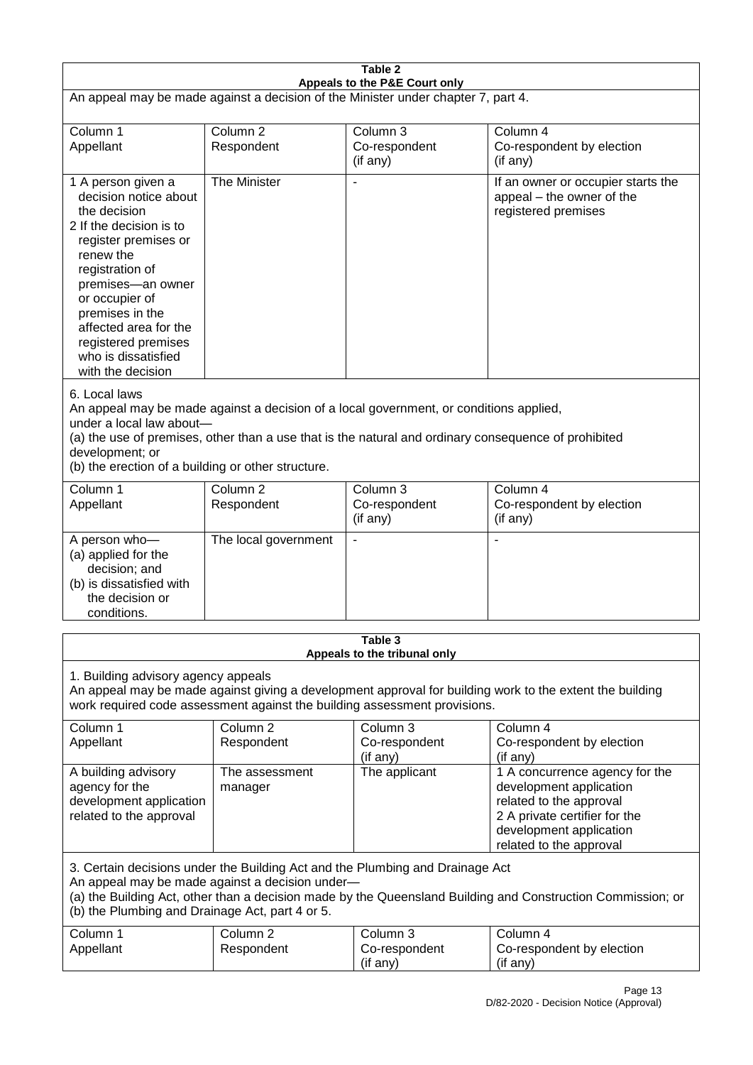**Table 2**
**Appeals to the P&E Court only**

An appeal may be made against a decision of the Minister under chapter 7, part 4.

| Column 1<br>Appellant | Column 2<br>Respondent | Column 3<br>Co-respondent<br>(if any) | Column 4<br>Co-respondent by election<br>(if any) |
|---|---|---|---|
| 1 A person given a decision notice about the decision<br>2 If the decision is to register premises or renew the registration of premises—an owner or occupier of premises in the affected area for the registered premises who is dissatisfied with the decision | The Minister | - | If an owner or occupier starts the appeal – the owner of the registered premises |

6. Local laws

An appeal may be made against a decision of a local government, or conditions applied, under a local law about—

(a) the use of premises, other than a use that is the natural and ordinary consequence of prohibited development; or

(b) the erection of a building or other structure.

| Column 1<br>Appellant | Column 2<br>Respondent | Column 3<br>Co-respondent<br>(if any) | Column 4<br>Co-respondent by election<br>(if any) |
|---|---|---|---|
| A person who—<br>(a) applied for the decision; and<br>(b) is dissatisfied with the decision or conditions. | The local government | - | - |

**Table 3**
**Appeals to the tribunal only**

1. Building advisory agency appeals

An appeal may be made against giving a development approval for building work to the extent the building work required code assessment against the building assessment provisions.

| Column 1<br>Appellant | Column 2<br>Respondent | Column 3<br>Co-respondent<br>(if any) | Column 4<br>Co-respondent by election<br>(if any) |
|---|---|---|---|
| A building advisory agency for the development application related to the approval | The assessment manager | The applicant | 1 A concurrence agency for the development application related to the approval<br>2 A private certifier for the development application related to the approval |

3. Certain decisions under the Building Act and the Plumbing and Drainage Act

An appeal may be made against a decision under—

(a) the Building Act, other than a decision made by the Queensland Building and Construction Commission; or

(b) the Plumbing and Drainage Act, part 4 or 5.

| Column 1<br>Appellant | Column 2<br>Respondent | Column 3<br>Co-respondent<br>(if any) | Column 4<br>Co-respondent by election<br>(if any) |
|---|---|---|---|

D/82-2020 - Decision Notice (Approval)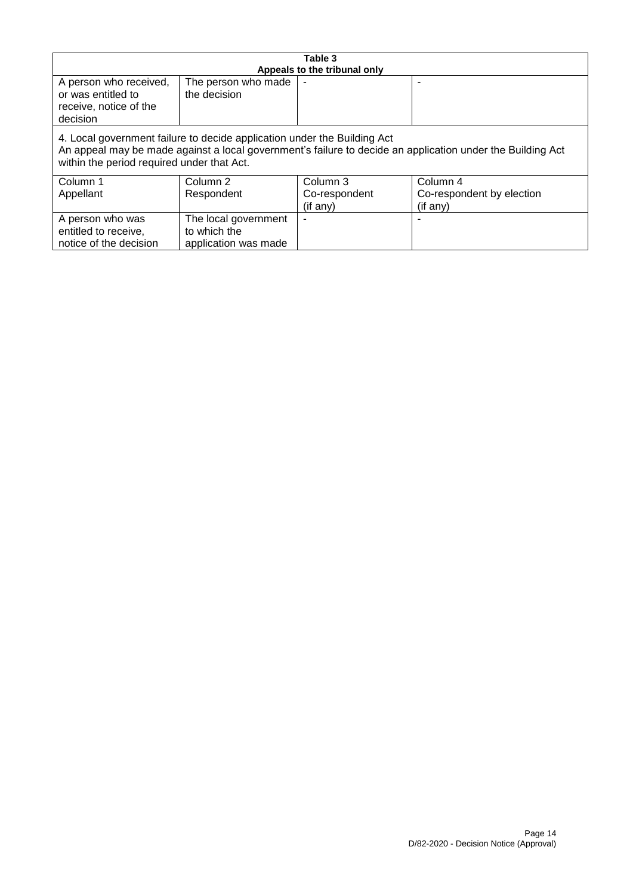| Table 3 | | | |
|---|---|---|---|
| **Appeals to the tribunal only** | | | |
| A person who received, or was entitled to receive, notice of the decision | The person who made the decision | - | - |
| 4. Local government failure to decide application under the Building Act<br>An appeal may be made against a local government's failure to decide an application under the Building Act within the period required under that Act. | | | |
| Column 1<br>Appellant | Column 2<br>Respondent | Column 3<br>Co-respondent<br>(if any) | Column 4<br>Co-respondent by election<br>(if any) |
| A person who was entitled to receive, notice of the decision | The local government to which the application was made | - | - |

D/82-2020 - Decision Notice (Approval)